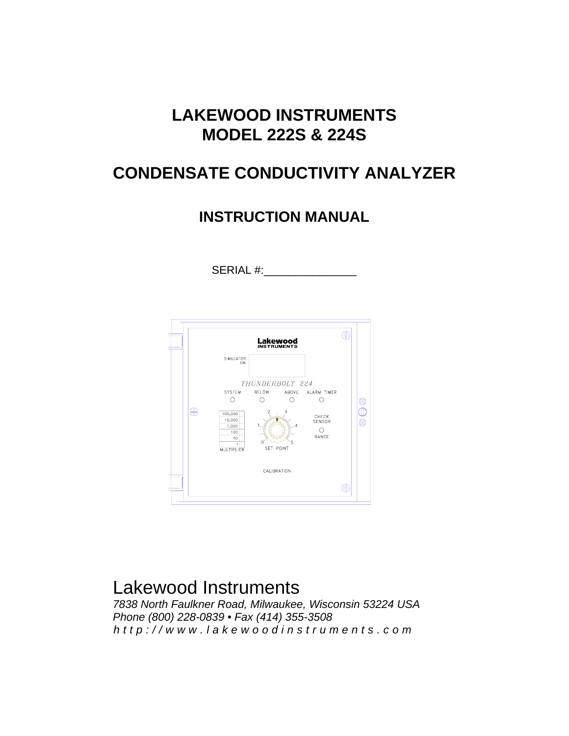# LAKEWOOD INSTRUMENTS
# MODEL 222S & 224S

## CONDENSATE CONDUCTIVITY ANALYZER

### INSTRUCTION MANUAL

SERIAL #:_______________

Lakewood Instruments

*7838 North Faulkner Road, Milwaukee, Wisconsin 53224 USA*
*Phone (800) 228-0839 • Fax (414) 355-3508*
*http://www.lakewoodinstruments.com*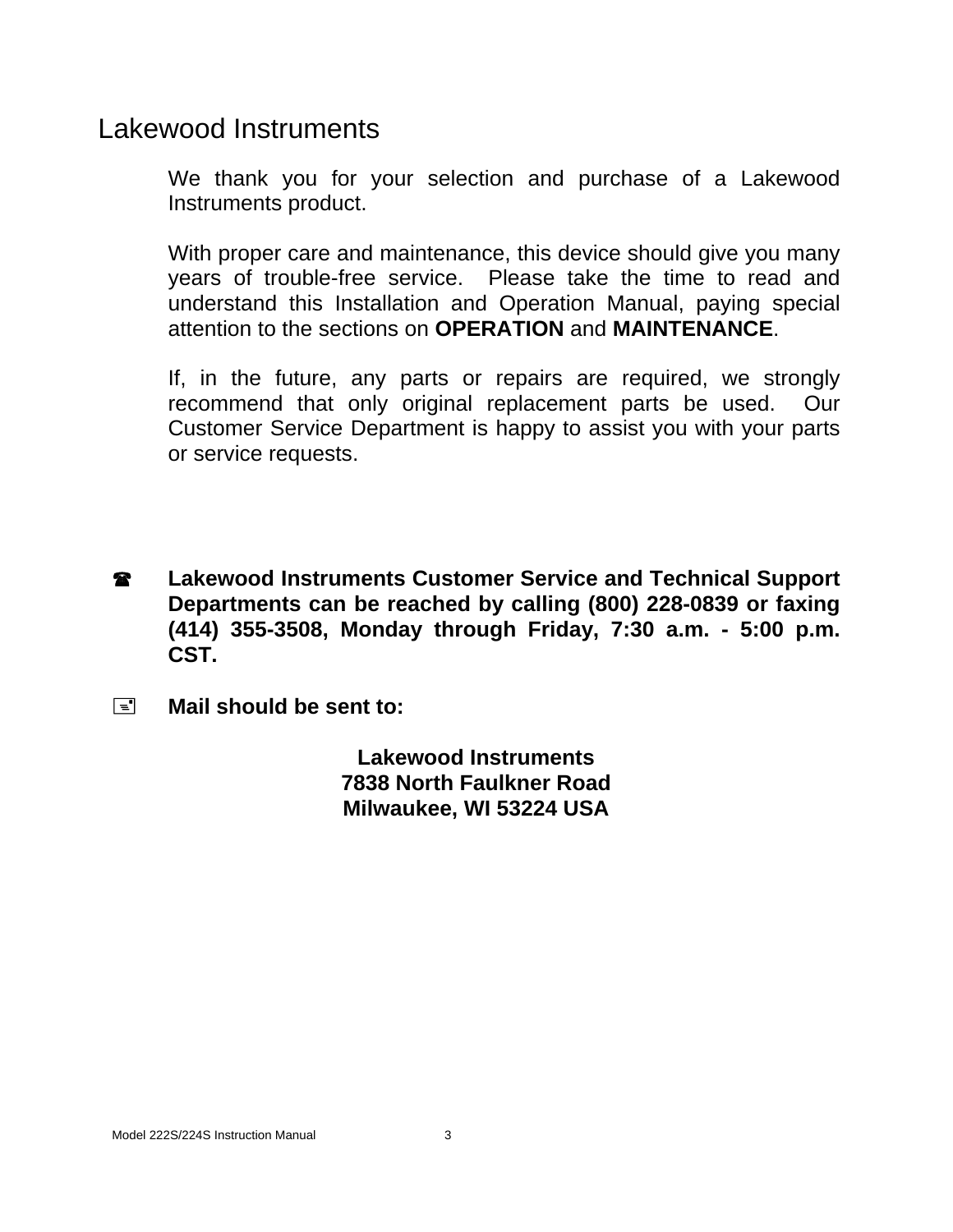# Lakewood Instruments

We thank you for your selection and purchase of a Lakewood Instruments product.

With proper care and maintenance, this device should give you many years of trouble-free service. Please take the time to read and understand this Installation and Operation Manual, paying special attention to the sections on **OPERATION** and **MAINTENANCE**.

If, in the future, any parts or repairs are required, we strongly recommend that only original replacement parts be used. Our Customer Service Department is happy to assist you with your parts or service requests.

☎ **Lakewood Instruments Customer Service and Technical Support Departments can be reached by calling (800) 228-0839 or faxing (414) 355-3508, Monday through Friday, 7:30 a.m. - 5:00 p.m. CST.**

🖃 **Mail should be sent to:**

**Lakewood Instruments**
**7838 North Faulkner Road**
**Milwaukee, WI 53224 USA**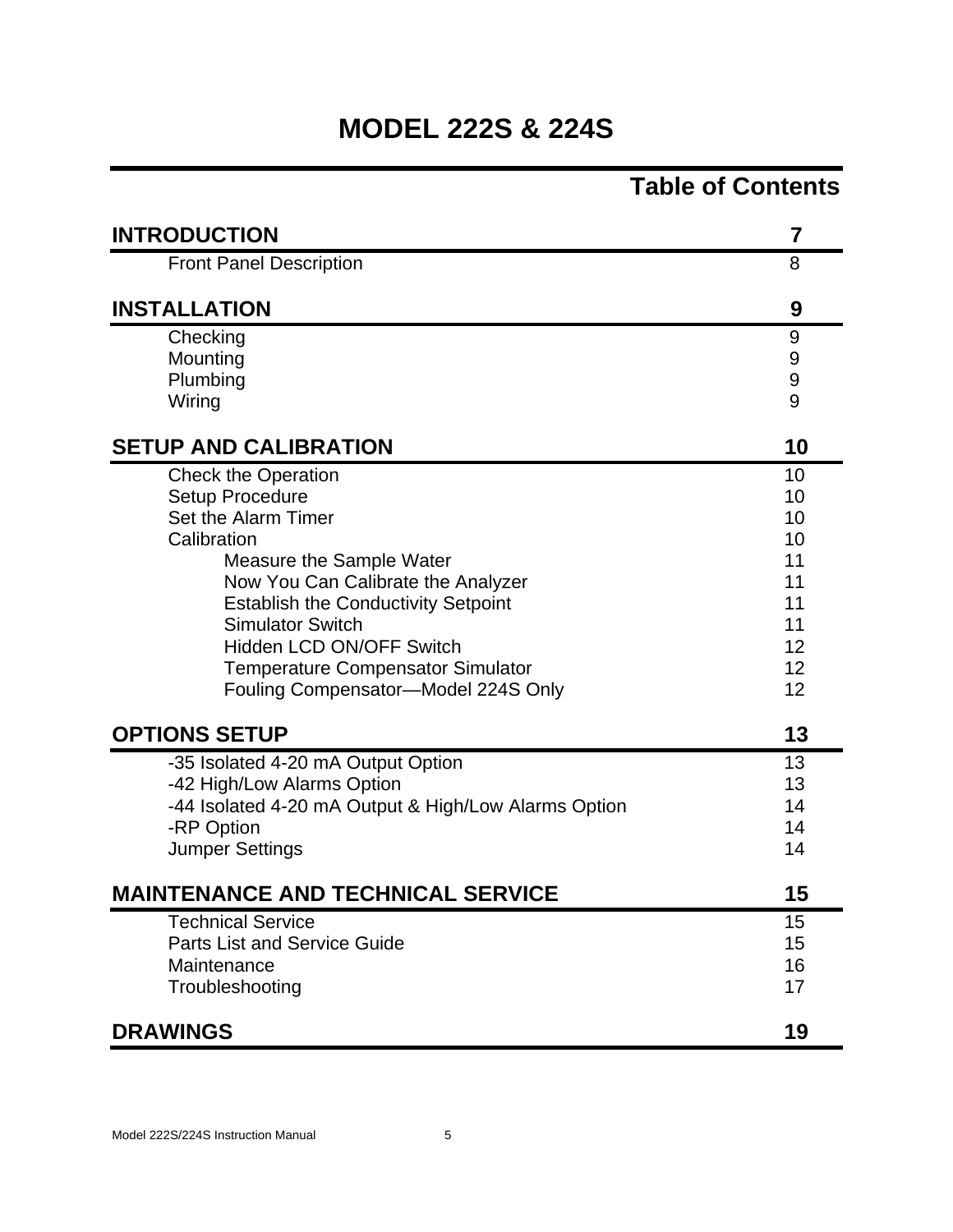# MODEL 222S & 224S

## Table of Contents

| Section | Page |
|---|---|
| **INTRODUCTION** | **7** |
| Front Panel Description | 8 |
| **INSTALLATION** | **9** |
| Checking | 9 |
| Mounting | 9 |
| Plumbing | 9 |
| Wiring | 9 |
| **SETUP AND CALIBRATION** | **10** |
| Check the Operation | 10 |
| Setup Procedure | 10 |
| Set the Alarm Timer | 10 |
| Calibration | 10 |
| Measure the Sample Water | 11 |
| Now You Can Calibrate the Analyzer | 11 |
| Establish the Conductivity Setpoint | 11 |
| Simulator Switch | 11 |
| Hidden LCD ON/OFF Switch | 12 |
| Temperature Compensator Simulator | 12 |
| Fouling Compensator—Model 224S Only | 12 |
| **OPTIONS SETUP** | **13** |
| -35 Isolated 4-20 mA Output Option | 13 |
| -42 High/Low Alarms Option | 13 |
| -44 Isolated 4-20 mA Output & High/Low Alarms Option | 14 |
| -RP Option | 14 |
| Jumper Settings | 14 |
| **MAINTENANCE AND TECHNICAL SERVICE** | **15** |
| Technical Service | 15 |
| Parts List and Service Guide | 15 |
| Maintenance | 16 |
| Troubleshooting | 17 |
| **DRAWINGS** | **19** |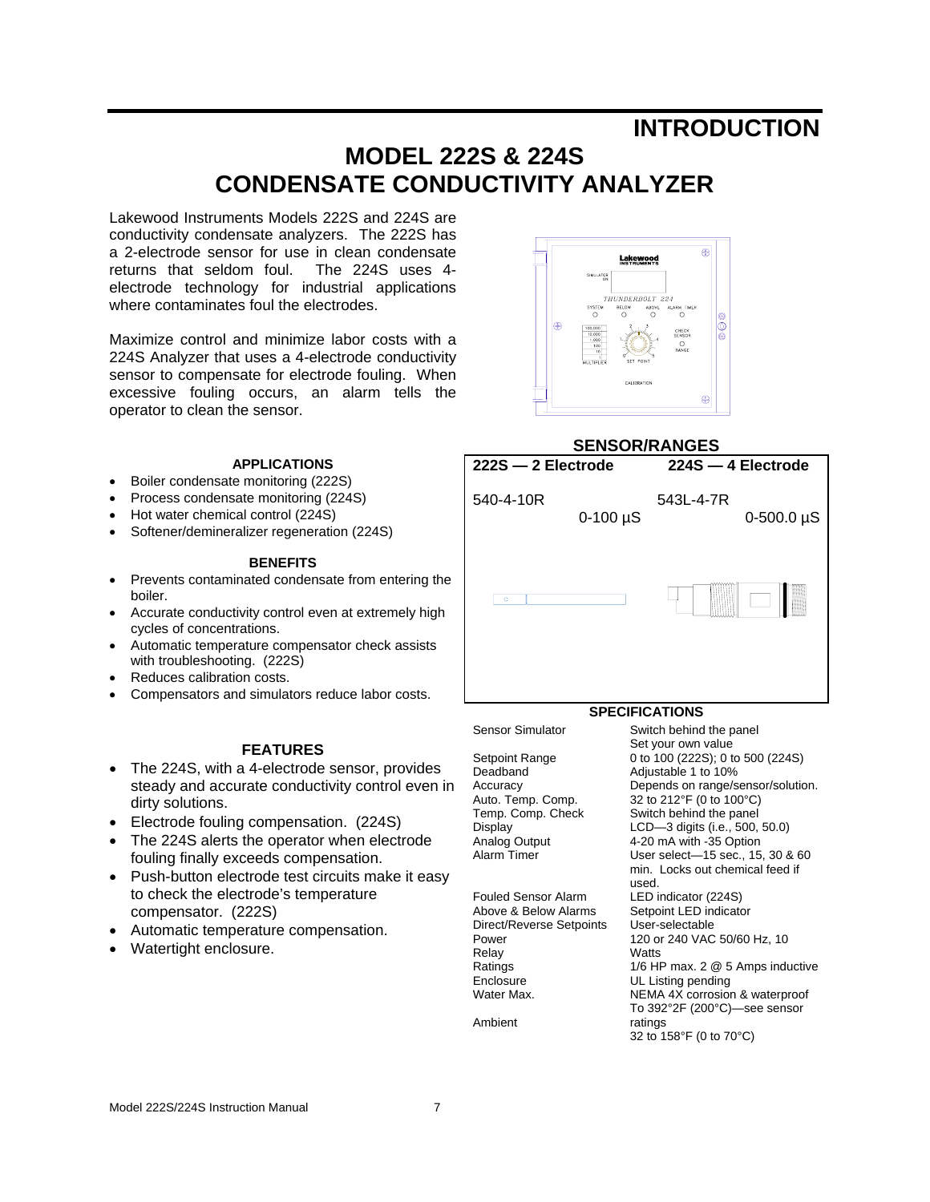# INTRODUCTION

## MODEL 222S & 224S CONDENSATE CONDUCTIVITY ANALYZER

Lakewood Instruments Models 222S and 224S are conductivity condensate analyzers. The 222S has a 2-electrode sensor for use in clean condensate returns that seldom foul. The 224S uses 4-electrode technology for industrial applications where contaminates foul the electrodes.

Maximize control and minimize labor costs with a 224S Analyzer that uses a 4-electrode conductivity sensor to compensate for electrode fouling. When excessive fouling occurs, an alarm tells the operator to clean the sensor.

### APPLICATIONS

- Boiler condensate monitoring (222S)
- Process condensate monitoring (224S)
- Hot water chemical control (224S)
- Softener/demineralizer regeneration (224S)

### BENEFITS

- Prevents contaminated condensate from entering the boiler.
- Accurate conductivity control even at extremely high cycles of concentrations.
- Automatic temperature compensator check assists with troubleshooting. (222S)
- Reduces calibration costs.
- Compensators and simulators reduce labor costs.

### FEATURES

- The 224S, with a 4-electrode sensor, provides steady and accurate conductivity control even in dirty solutions.
- Electrode fouling compensation. (224S)
- The 224S alerts the operator when electrode fouling finally exceeds compensation.
- Push-button electrode test circuits make it easy to check the electrode's temperature compensator. (222S)
- Automatic temperature compensation.
- Watertight enclosure.

### SENSOR/RANGES

| 222S — 2 Electrode | 224S — 4 Electrode |
|---|---|
| 540-4-10R 0-100 µS | 543L-4-7R 0-500.0 µS |

### SPECIFICATIONS

| | |
|---|---|
| Sensor Simulator | Switch behind the panel Set your own value |
| Setpoint Range | 0 to 100 (222S); 0 to 500 (224S) |
| Deadband | Adjustable 1 to 10% |
| Accuracy | Depends on range/sensor/solution. |
| Auto. Temp. Comp. | 32 to 212°F (0 to 100°C) |
| Temp. Comp. Check | Switch behind the panel |
| Display | LCD—3 digits (i.e., 500, 50.0) |
| Analog Output | 4-20 mA with -35 Option |
| Alarm Timer | User select—15 sec., 15, 30 & 60 min. Locks out chemical feed if used. |
| Fouled Sensor Alarm | LED indicator (224S) |
| Above & Below Alarms | Setpoint LED indicator |
| Direct/Reverse Setpoints | User-selectable |
| Power | 120 or 240 VAC 50/60 Hz, 10 Watts |
| Relay Ratings | 1/6 HP max. 2 @ 5 Amps inductive |
| Enclosure | UL Listing pending NEMA 4X corrosion & waterproof |
| Water Max. | To 392°2F (200°C)—see sensor ratings |
| Ambient | 32 to 158°F (0 to 70°C) |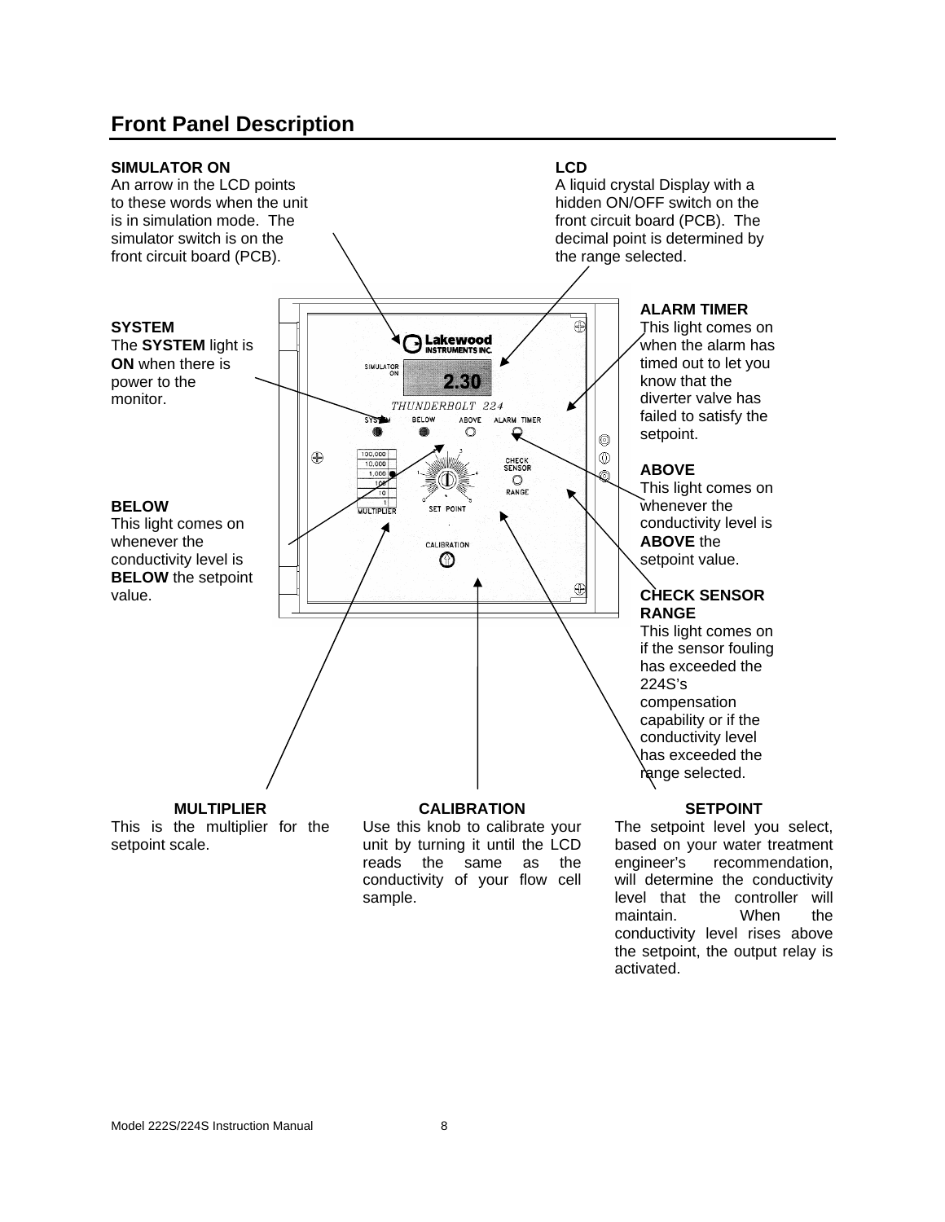## Front Panel Description

**SIMULATOR ON**
An arrow in the LCD points to these words when the unit is in simulation mode. The simulator switch is on the front circuit board (PCB).

**LCD**
A liquid crystal Display with a hidden ON/OFF switch on the front circuit board (PCB). The decimal point is determined by the range selected.

**SYSTEM**
The **SYSTEM** light is **ON** when there is power to the monitor.

**ALARM TIMER**
This light comes on when the alarm has timed out to let you know that the diverter valve has failed to satisfy the setpoint.

**ABOVE**
This light comes on whenever the conductivity level is **ABOVE** the setpoint value.

**BELOW**
This light comes on whenever the conductivity level is **BELOW** the setpoint value.

**CHECK SENSOR RANGE**
This light comes on if the sensor fouling has exceeded the 224S's compensation capability or if the conductivity level has exceeded the range selected.

**MULTIPLIER**
This is the multiplier for the setpoint scale.

**CALIBRATION**
Use this knob to calibrate your unit by turning it until the LCD reads the same as the conductivity of your flow cell sample.

**SETPOINT**
The setpoint level you select, based on your water treatment engineer's recommendation, will determine the conductivity level that the controller will maintain. When the conductivity level rises above the setpoint, the output relay is activated.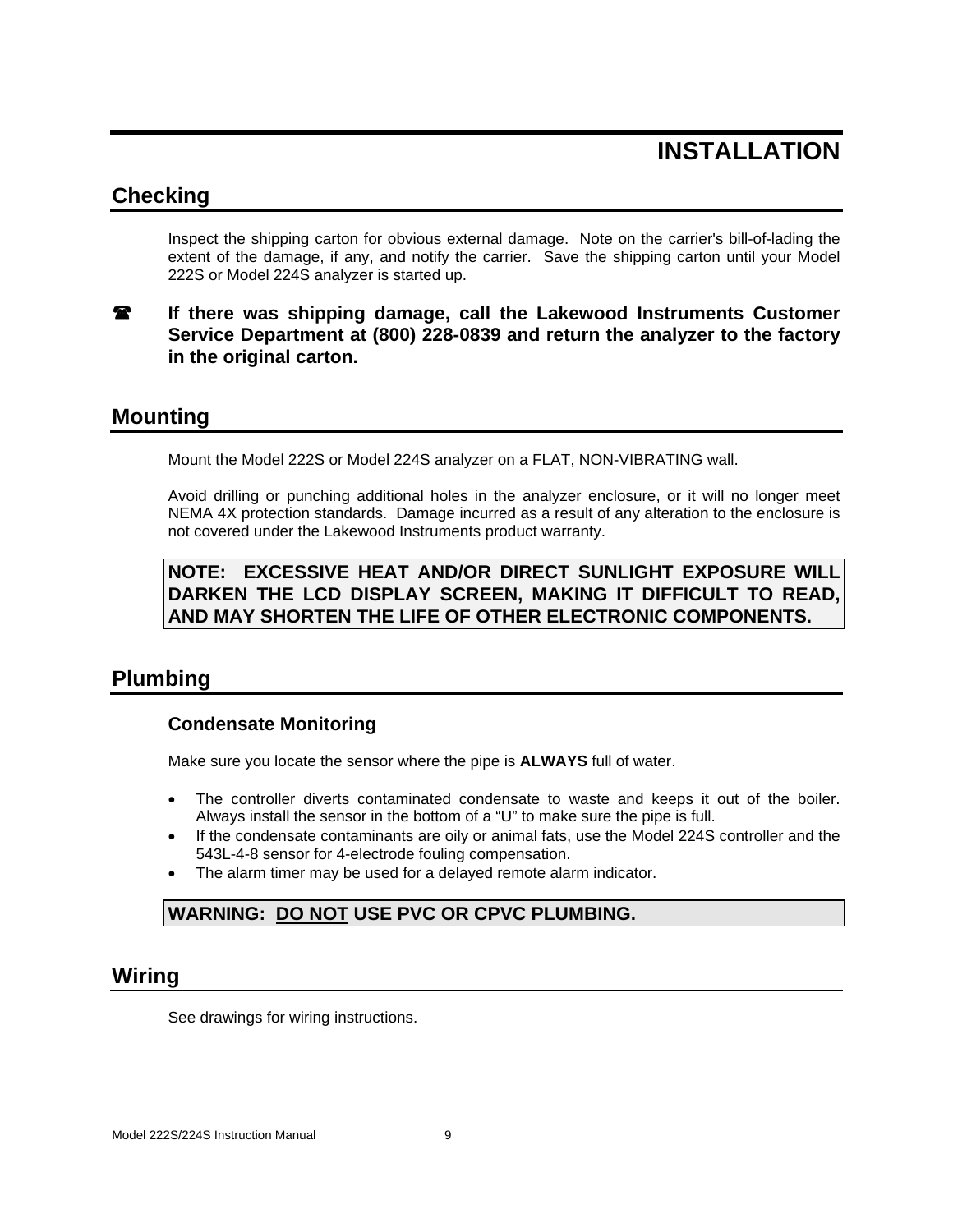# INSTALLATION

## Checking

Inspect the shipping carton for obvious external damage. Note on the carrier's bill-of-lading the extent of the damage, if any, and notify the carrier. Save the shipping carton until your Model 222S or Model 224S analyzer is started up.

☎ **If there was shipping damage, call the Lakewood Instruments Customer Service Department at (800) 228-0839 and return the analyzer to the factory in the original carton.**

## Mounting

Mount the Model 222S or Model 224S analyzer on a FLAT, NON-VIBRATING wall.

Avoid drilling or punching additional holes in the analyzer enclosure, or it will no longer meet NEMA 4X protection standards. Damage incurred as a result of any alteration to the enclosure is not covered under the Lakewood Instruments product warranty.

**NOTE: EXCESSIVE HEAT AND/OR DIRECT SUNLIGHT EXPOSURE WILL DARKEN THE LCD DISPLAY SCREEN, MAKING IT DIFFICULT TO READ, AND MAY SHORTEN THE LIFE OF OTHER ELECTRONIC COMPONENTS.**

## Plumbing

### Condensate Monitoring

Make sure you locate the sensor where the pipe is **ALWAYS** full of water.

- The controller diverts contaminated condensate to waste and keeps it out of the boiler. Always install the sensor in the bottom of a "U" to make sure the pipe is full.
- If the condensate contaminants are oily or animal fats, use the Model 224S controller and the 543L-4-8 sensor for 4-electrode fouling compensation.
- The alarm timer may be used for a delayed remote alarm indicator.

**WARNING: <u>DO NOT</u> USE PVC OR CPVC PLUMBING.**

## Wiring

See drawings for wiring instructions.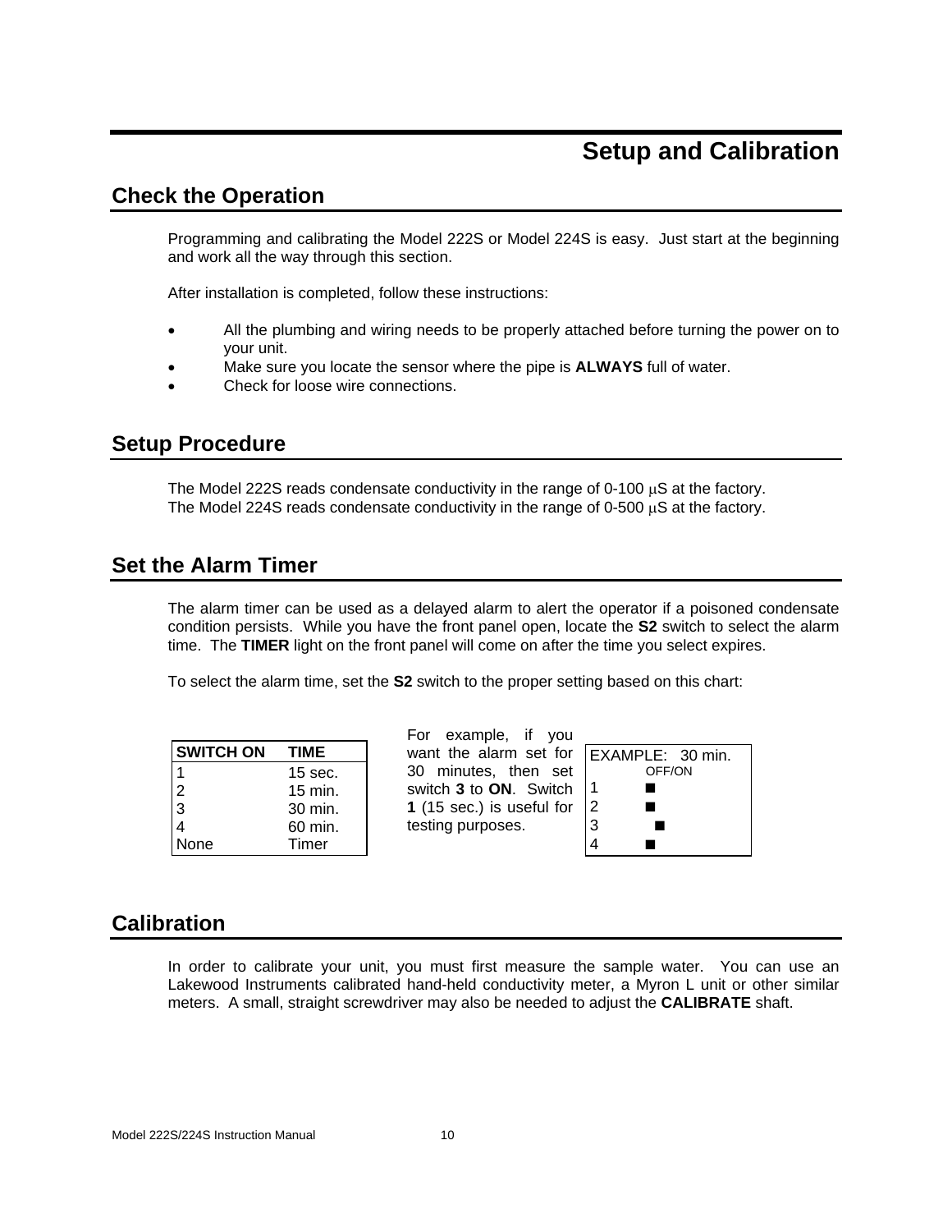# Setup and Calibration

## Check the Operation

Programming and calibrating the Model 222S or Model 224S is easy. Just start at the beginning and work all the way through this section.

After installation is completed, follow these instructions:

- All the plumbing and wiring needs to be properly attached before turning the power on to your unit.
- Make sure you locate the sensor where the pipe is **ALWAYS** full of water.
- Check for loose wire connections.

## Setup Procedure

The Model 222S reads condensate conductivity in the range of 0-100 μS at the factory.
The Model 224S reads condensate conductivity in the range of 0-500 μS at the factory.

## Set the Alarm Timer

The alarm timer can be used as a delayed alarm to alert the operator if a poisoned condensate condition persists. While you have the front panel open, locate the **S2** switch to select the alarm time. The **TIMER** light on the front panel will come on after the time you select expires.

To select the alarm time, set the **S2** switch to the proper setting based on this chart:

| SWITCH ON | TIME |
|---|---|
| 1 | 15 sec. |
| 2 | 15 min. |
| 3 | 30 min. |
| 4 | 60 min. |
| None | Timer |

For example, if you want the alarm set for 30 minutes, then set switch **3** to **ON**. Switch **1** (15 sec.) is useful for testing purposes.

| EXAMPLE: 30 min. | OFF | ON |
|---|---|---|
| 1 | ■ | |
| 2 | ■ | |
| 3 | | ■ |
| 4 | ■ | |

## Calibration

In order to calibrate your unit, you must first measure the sample water. You can use an Lakewood Instruments calibrated hand-held conductivity meter, a Myron L unit or other similar meters. A small, straight screwdriver may also be needed to adjust the **CALIBRATE** shaft.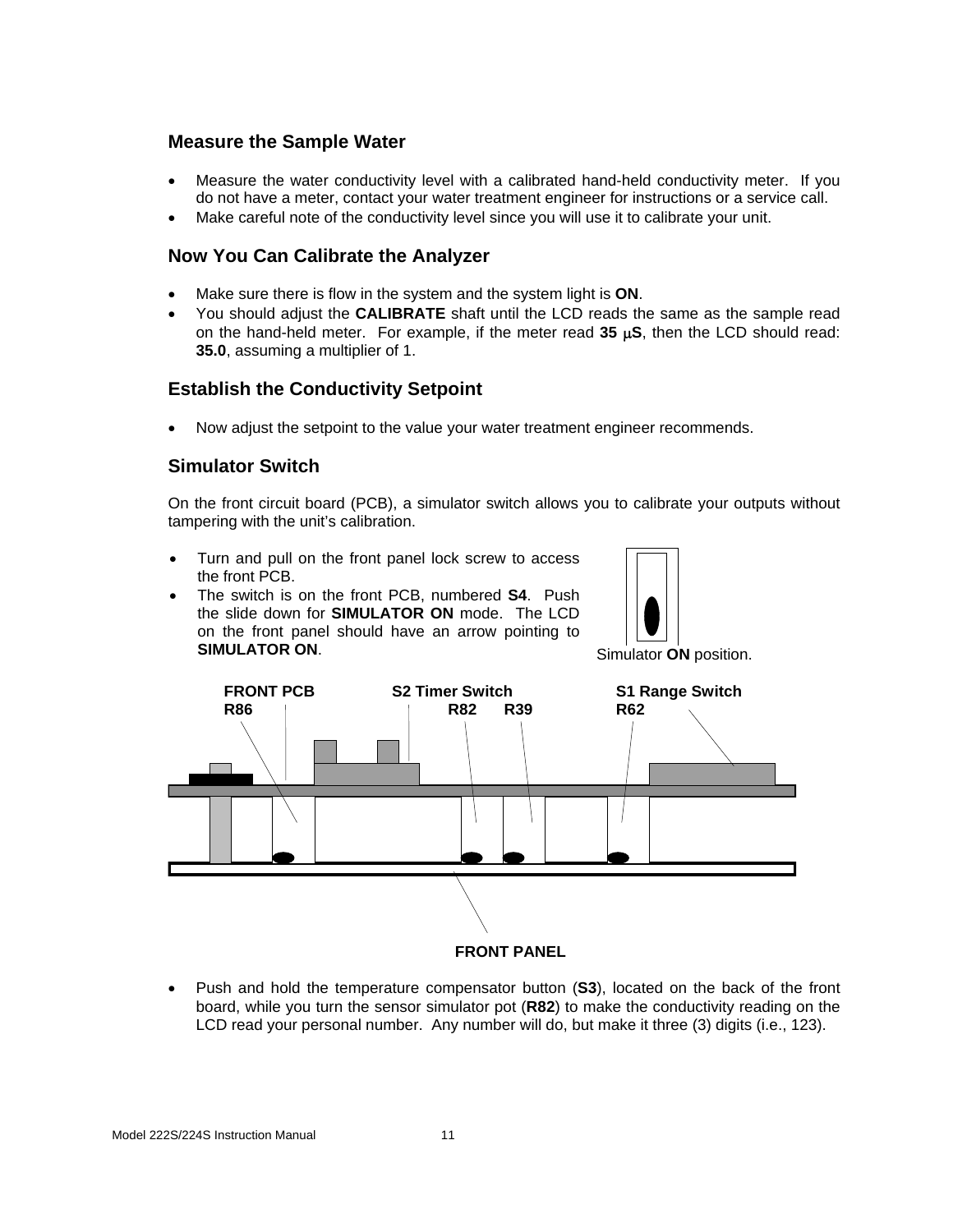### Measure the Sample Water

- Measure the water conductivity level with a calibrated hand-held conductivity meter. If you do not have a meter, contact your water treatment engineer for instructions or a service call.
- Make careful note of the conductivity level since you will use it to calibrate your unit.

### Now You Can Calibrate the Analyzer

- Make sure there is flow in the system and the system light is **ON**.
- You should adjust the **CALIBRATE** shaft until the LCD reads the same as the sample read on the hand-held meter. For example, if the meter read **35 μS**, then the LCD should read: **35.0**, assuming a multiplier of 1.

### Establish the Conductivity Setpoint

- Now adjust the setpoint to the value your water treatment engineer recommends.

### Simulator Switch

On the front circuit board (PCB), a simulator switch allows you to calibrate your outputs without tampering with the unit's calibration.

- Turn and pull on the front panel lock screw to access the front PCB.
- The switch is on the front PCB, numbered **S4**. Push the slide down for **SIMULATOR ON** mode. The LCD on the front panel should have an arrow pointing to **SIMULATOR ON**.

Simulator **ON** position.

FRONT PCB R86 &nbsp;&nbsp; S2 Timer Switch R82 R39 &nbsp;&nbsp; S1 Range Switch R62

FRONT PANEL

- Push and hold the temperature compensator button (**S3**), located on the back of the front board, while you turn the sensor simulator pot (**R82**) to make the conductivity reading on the LCD read your personal number. Any number will do, but make it three (3) digits (i.e., 123).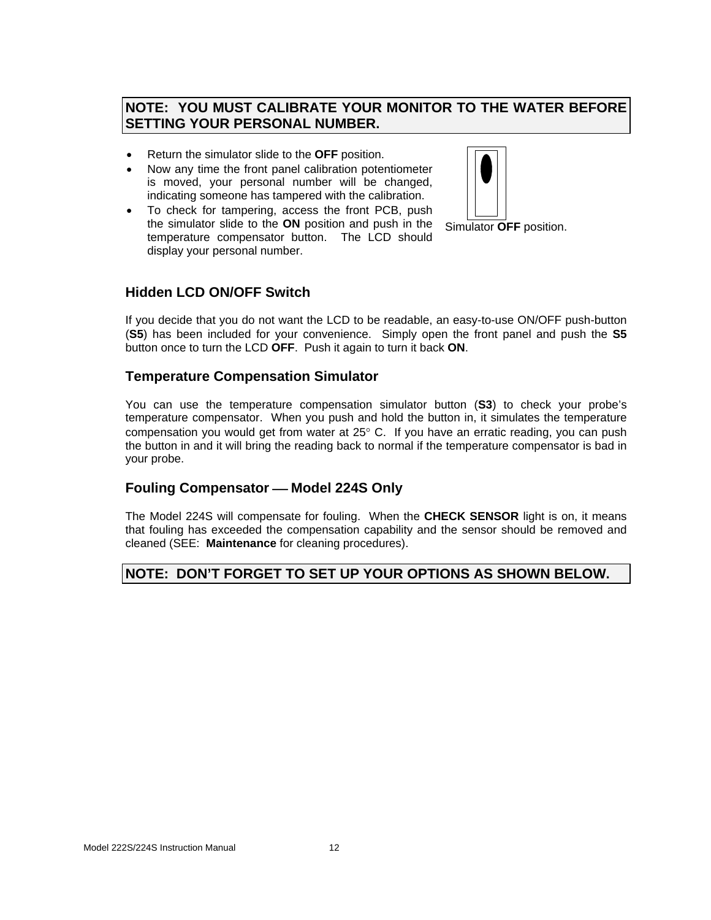**NOTE: YOU MUST CALIBRATE YOUR MONITOR TO THE WATER BEFORE SETTING YOUR PERSONAL NUMBER.**

- Return the simulator slide to the **OFF** position.
- Now any time the front panel calibration potentiometer is moved, your personal number will be changed, indicating someone has tampered with the calibration.
- To check for tampering, access the front PCB, push the simulator slide to the **ON** position and push in the temperature compensator button. The LCD should display your personal number.

Simulator **OFF** position.

## Hidden LCD ON/OFF Switch

If you decide that you do not want the LCD to be readable, an easy-to-use ON/OFF push-button (**S5**) has been included for your convenience. Simply open the front panel and push the **S5** button once to turn the LCD **OFF**. Push it again to turn it back **ON**.

## Temperature Compensation Simulator

You can use the temperature compensation simulator button (**S3**) to check your probe's temperature compensator. When you push and hold the button in, it simulates the temperature compensation you would get from water at 25° C. If you have an erratic reading, you can push the button in and it will bring the reading back to normal if the temperature compensator is bad in your probe.

## Fouling Compensator — Model 224S Only

The Model 224S will compensate for fouling. When the **CHECK SENSOR** light is on, it means that fouling has exceeded the compensation capability and the sensor should be removed and cleaned (SEE: **Maintenance** for cleaning procedures).

**NOTE: DON'T FORGET TO SET UP YOUR OPTIONS AS SHOWN BELOW.**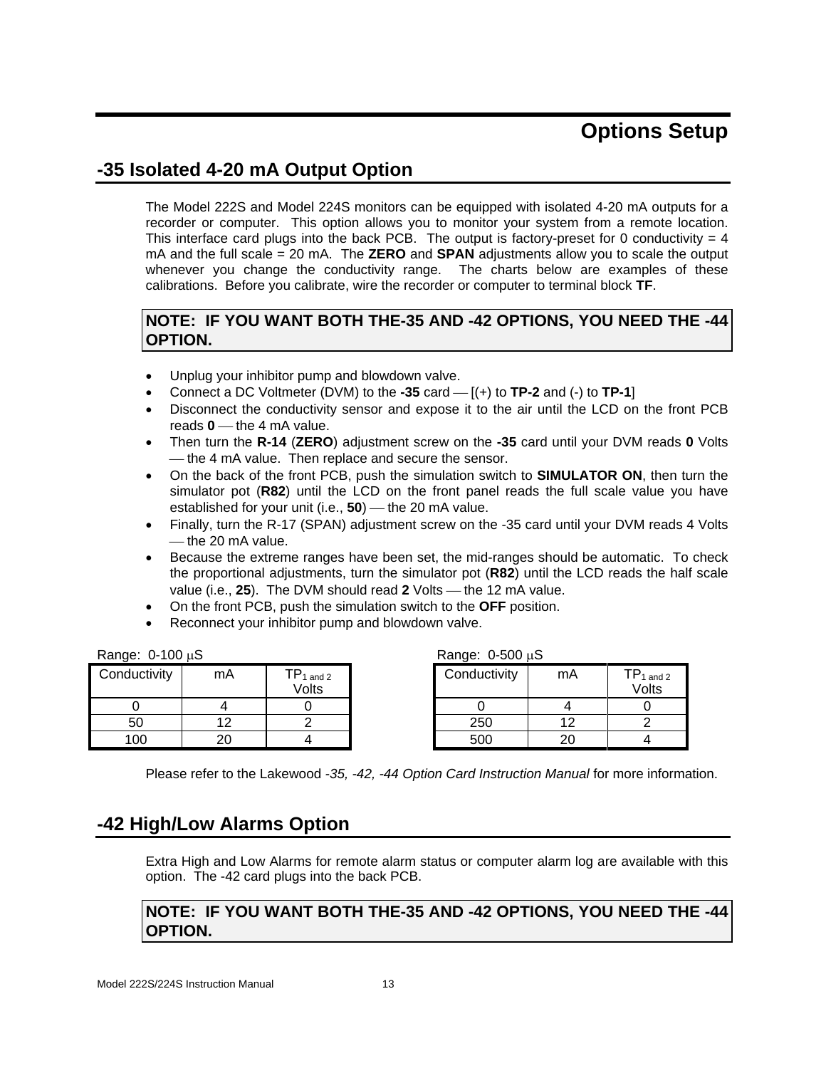# Options Setup

## -35 Isolated 4-20 mA Output Option

The Model 222S and Model 224S monitors can be equipped with isolated 4-20 mA outputs for a recorder or computer. This option allows you to monitor your system from a remote location. This interface card plugs into the back PCB. The output is factory-preset for 0 conductivity = 4 mA and the full scale = 20 mA. The **ZERO** and **SPAN** adjustments allow you to scale the output whenever you change the conductivity range. The charts below are examples of these calibrations. Before you calibrate, wire the recorder or computer to terminal block **TF**.

**NOTE: IF YOU WANT BOTH THE-35 AND -42 OPTIONS, YOU NEED THE -44 OPTION.**

- Unplug your inhibitor pump and blowdown valve.
- Connect a DC Voltmeter (DVM) to the **-35** card — [(+) to **TP-2** and (-) to **TP-1**]
- Disconnect the conductivity sensor and expose it to the air until the LCD on the front PCB reads **0** — the 4 mA value.
- Then turn the **R-14** (**ZERO**) adjustment screw on the **-35** card until your DVM reads **0** Volts — the 4 mA value. Then replace and secure the sensor.
- On the back of the front PCB, push the simulation switch to **SIMULATOR ON**, then turn the simulator pot (**R82**) until the LCD on the front panel reads the full scale value you have established for your unit (i.e., **50**) — the 20 mA value.
- Finally, turn the R-17 (SPAN) adjustment screw on the -35 card until your DVM reads 4 Volts — the 20 mA value.
- Because the extreme ranges have been set, the mid-ranges should be automatic. To check the proportional adjustments, turn the simulator pot (**R82**) until the LCD reads the half scale value (i.e., **25**). The DVM should read **2** Volts — the 12 mA value.
- On the front PCB, push the simulation switch to the **OFF** position.
- Reconnect your inhibitor pump and blowdown valve.

Range: 0-100 µS

| Conductivity | mA | $TP_{1 \text{ and } 2}$ Volts |
|---|---|---|
| 0 | 4 | 0 |
| 50 | 12 | 2 |
| 100 | 20 | 4 |

Range: 0-500 µS

| Conductivity | mA | $TP_{1 \text{ and } 2}$ Volts |
|---|---|---|
| 0 | 4 | 0 |
| 250 | 12 | 2 |
| 500 | 20 | 4 |

Please refer to the Lakewood *-35, -42, -44 Option Card Instruction Manual* for more information.

## -42 High/Low Alarms Option

Extra High and Low Alarms for remote alarm status or computer alarm log are available with this option. The -42 card plugs into the back PCB.

**NOTE: IF YOU WANT BOTH THE-35 AND -42 OPTIONS, YOU NEED THE -44 OPTION.**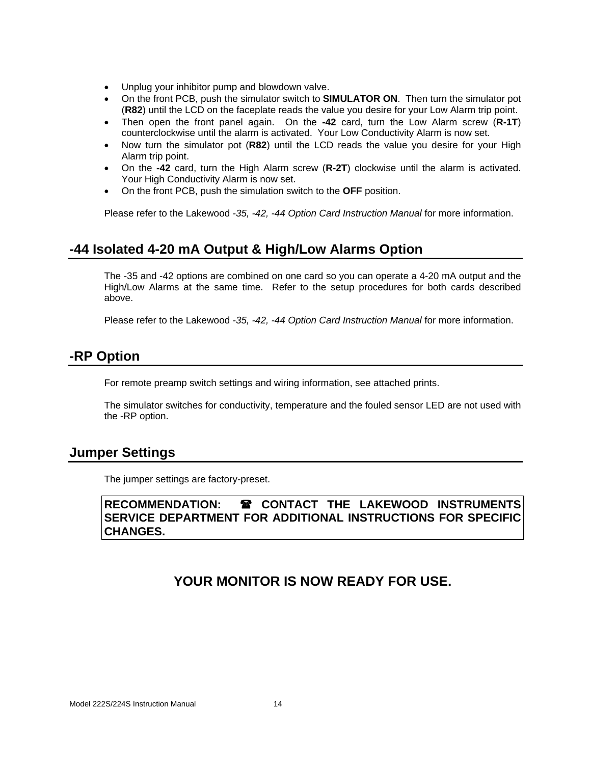- Unplug your inhibitor pump and blowdown valve.
- On the front PCB, push the simulator switch to **SIMULATOR ON**. Then turn the simulator pot (**R82**) until the LCD on the faceplate reads the value you desire for your Low Alarm trip point.
- Then open the front panel again. On the **-42** card, turn the Low Alarm screw (**R-1T**) counterclockwise until the alarm is activated. Your Low Conductivity Alarm is now set.
- Now turn the simulator pot (**R82**) until the LCD reads the value you desire for your High Alarm trip point.
- On the **-42** card, turn the High Alarm screw (**R-2T**) clockwise until the alarm is activated. Your High Conductivity Alarm is now set.
- On the front PCB, push the simulation switch to the **OFF** position.

Please refer to the Lakewood *-35, -42, -44 Option Card Instruction Manual* for more information.

## -44 Isolated 4-20 mA Output & High/Low Alarms Option

The -35 and -42 options are combined on one card so you can operate a 4-20 mA output and the High/Low Alarms at the same time. Refer to the setup procedures for both cards described above.

Please refer to the Lakewood *-35, -42, -44 Option Card Instruction Manual* for more information.

## -RP Option

For remote preamp switch settings and wiring information, see attached prints.

The simulator switches for conductivity, temperature and the fouled sensor LED are not used with the -RP option.

## Jumper Settings

The jumper settings are factory-preset.

**RECOMMENDATION: ☎ CONTACT THE LAKEWOOD INSTRUMENTS SERVICE DEPARTMENT FOR ADDITIONAL INSTRUCTIONS FOR SPECIFIC CHANGES.**

**YOUR MONITOR IS NOW READY FOR USE.**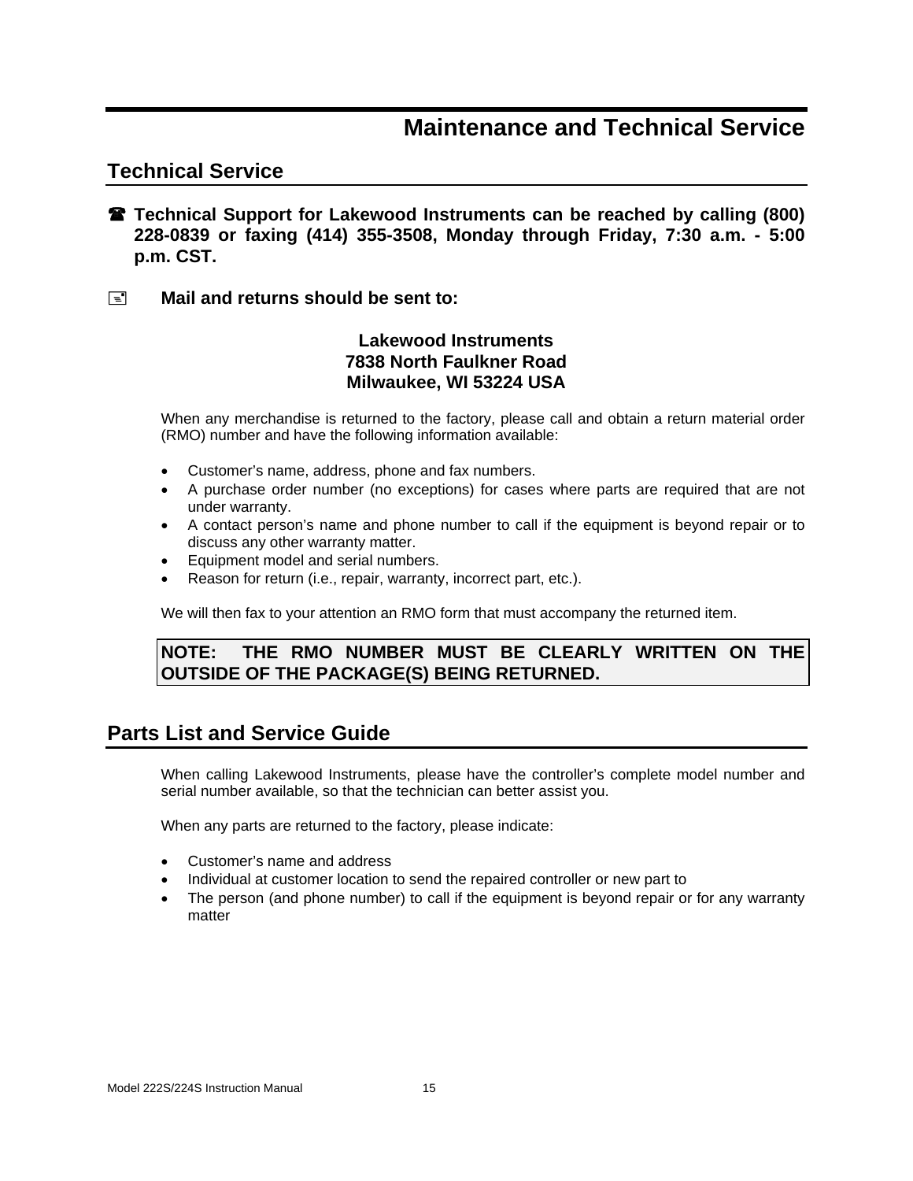# Maintenance and Technical Service

## Technical Service

☎ **Technical Support for Lakewood Instruments can be reached by calling (800) 228-0839 or faxing (414) 355-3508, Monday through Friday, 7:30 a.m. - 5:00 p.m. CST.**

✉ **Mail and returns should be sent to:**

**Lakewood Instruments**
**7838 North Faulkner Road**
**Milwaukee, WI 53224 USA**

When any merchandise is returned to the factory, please call and obtain a return material order (RMO) number and have the following information available:

- Customer's name, address, phone and fax numbers.
- A purchase order number (no exceptions) for cases where parts are required that are not under warranty.
- A contact person's name and phone number to call if the equipment is beyond repair or to discuss any other warranty matter.
- Equipment model and serial numbers.
- Reason for return (i.e., repair, warranty, incorrect part, etc.).

We will then fax to your attention an RMO form that must accompany the returned item.

**NOTE: THE RMO NUMBER MUST BE CLEARLY WRITTEN ON THE OUTSIDE OF THE PACKAGE(S) BEING RETURNED.**

## Parts List and Service Guide

When calling Lakewood Instruments, please have the controller's complete model number and serial number available, so that the technician can better assist you.

When any parts are returned to the factory, please indicate:

- Customer's name and address
- Individual at customer location to send the repaired controller or new part to
- The person (and phone number) to call if the equipment is beyond repair or for any warranty matter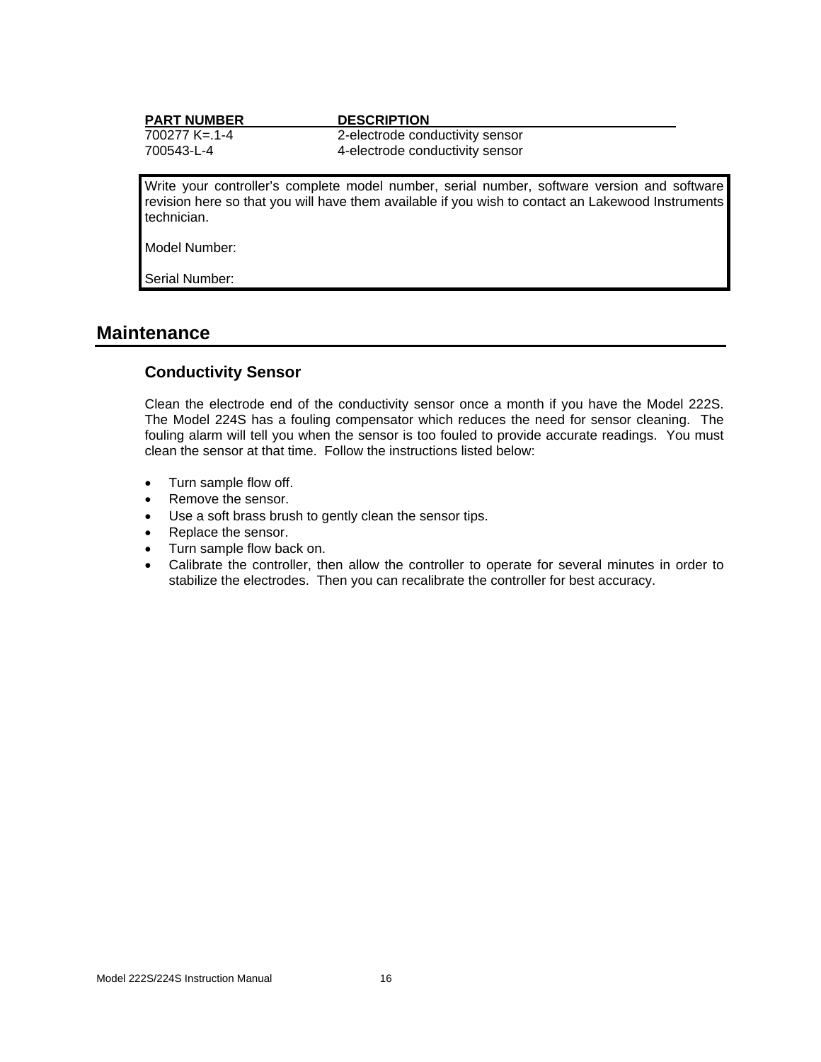| PART NUMBER | DESCRIPTION |
|---|---|
| 700277 K=.1-4 | 2-electrode conductivity sensor |
| 700543-L-4 | 4-electrode conductivity sensor |

Write your controller's complete model number, serial number, software version and software revision here so that you will have them available if you wish to contact an Lakewood Instruments technician.

Model Number:

Serial Number:

# Maintenance

## Conductivity Sensor

Clean the electrode end of the conductivity sensor once a month if you have the Model 222S. The Model 224S has a fouling compensator which reduces the need for sensor cleaning. The fouling alarm will tell you when the sensor is too fouled to provide accurate readings. You must clean the sensor at that time. Follow the instructions listed below:

- Turn sample flow off.
- Remove the sensor.
- Use a soft brass brush to gently clean the sensor tips.
- Replace the sensor.
- Turn sample flow back on.
- Calibrate the controller, then allow the controller to operate for several minutes in order to stabilize the electrodes. Then you can recalibrate the controller for best accuracy.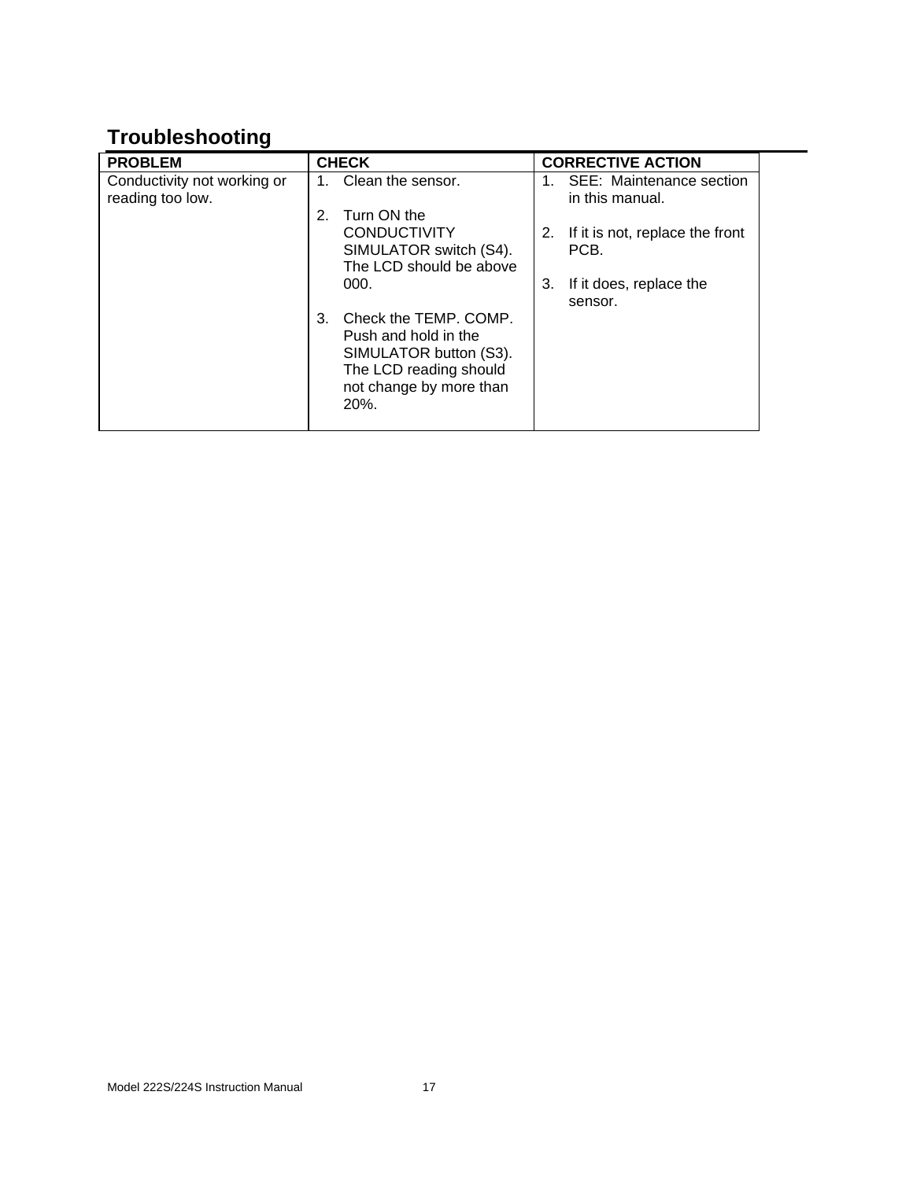## Troubleshooting

| PROBLEM | CHECK | CORRECTIVE ACTION |
|---|---|---|
| Conductivity not working or reading too low. | 1. Clean the sensor.<br><br>2. Turn ON the CONDUCTIVITY SIMULATOR switch (S4). The LCD should be above 000.<br><br>3. Check the TEMP. COMP. Push and hold in the SIMULATOR button (S3). The LCD reading should not change by more than 20%. | 1. SEE: Maintenance section in this manual.<br><br>2. If it is not, replace the front PCB.<br><br>3. If it does, replace the sensor. |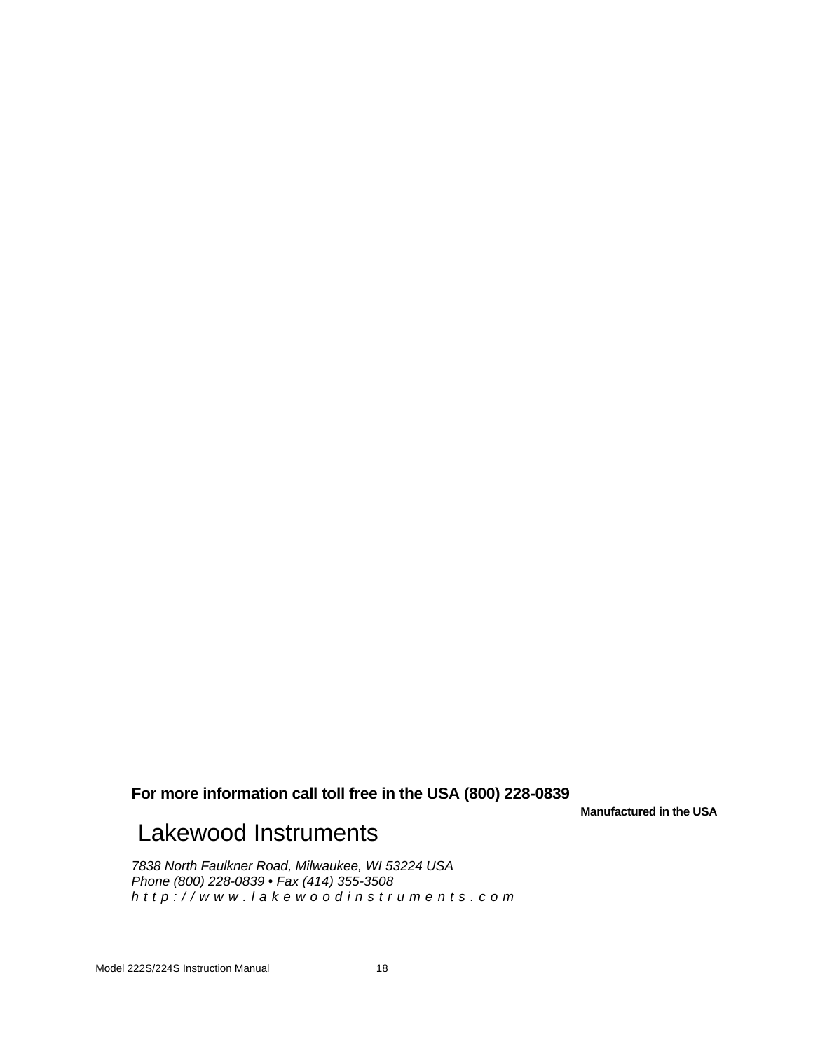**For more information call toll free in the USA (800) 228-0839**

**Manufactured in the USA**

Lakewood Instruments

*7838 North Faulkner Road, Milwaukee, WI 53224 USA*
*Phone (800) 228-0839 • Fax (414) 355-3508*
*h t t p : / / w w w . l a k e w o o d i n s t r u m e n t s . c o m*